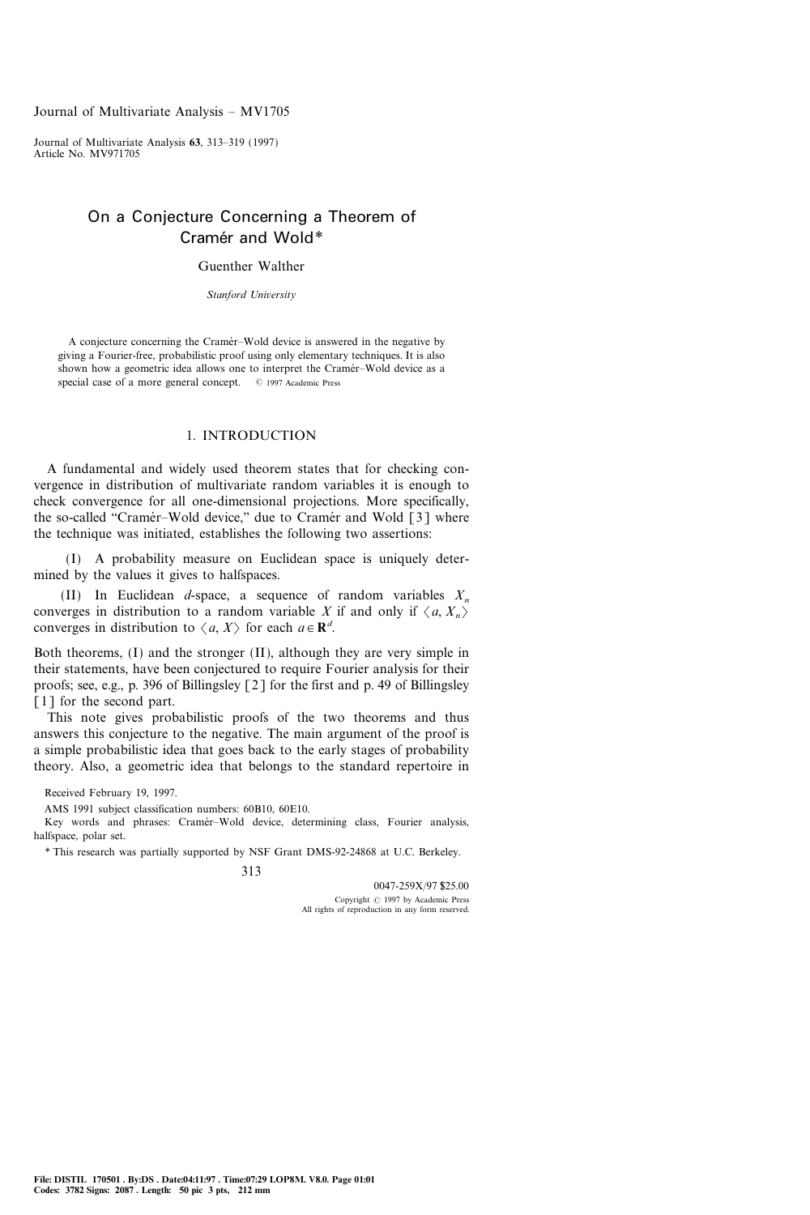# On a Conjecture Concerning a Theorem of Cramér and Wold*

Guenther Walther

*Stanford University*

A conjecture concerning the Cramér–Wold device is answered in the negative by giving a Fourier-free, probabilistic proof using only elementary techniques. It is also shown how a geometric idea allows one to interpret the Cramér–Wold device as a special case of a more general concept. © 1997 Academic Press

## 1. INTRODUCTION

A fundamental and widely used theorem states that for checking convergence in distribution of multivariate random variables it is enough to check convergence for all one-dimensional projections. More specifically, the so-called "Cramér–Wold device," due to Cramér and Wold [3] where the technique was initiated, establishes the following two assertions:

(I) A probability measure on Euclidean space is uniquely determined by the values it gives to halfspaces.

(II) In Euclidean $d$-space, a sequence of random variables $X_n$ converges in distribution to a random variable $X$ if and only if $\langle a, X_n \rangle$ converges in distribution to $\langle a, X \rangle$ for each $a \in \mathbf{R}^d$.

Both theorems, (I) and the stronger (II), although they are very simple in their statements, have been conjectured to require Fourier analysis for their proofs; see, e.g., p. 396 of Billingsley [2] for the first and p. 49 of Billingsley [1] for the second part.

This note gives probabilistic proofs of the two theorems and thus answers this conjecture to the negative. The main argument of the proof is a simple probabilistic idea that goes back to the early stages of probability theory. Also, a geometric idea that belongs to the standard repertoire in

Received February 19, 1997.

AMS 1991 subject classification numbers: 60B10, 60E10.

Key words and phrases: Cramér–Wold device, determining class, Fourier analysis, halfspace, polar set.

\* This research was partially supported by NSF Grant DMS-92-24868 at U.C. Berkeley.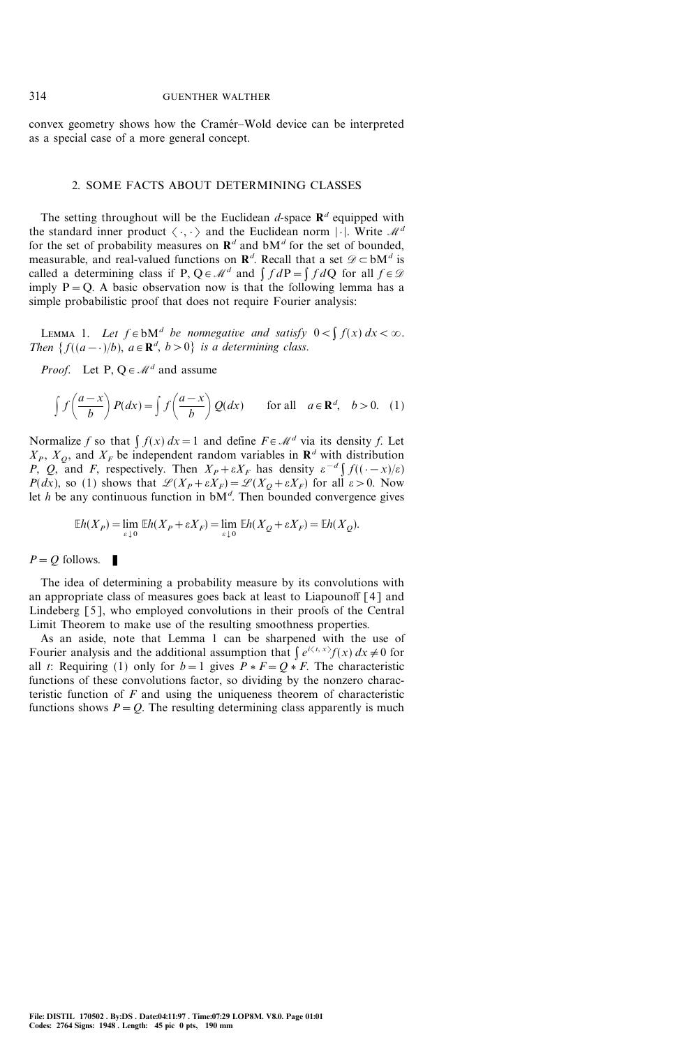convex geometry shows how the Cramér–Wold device can be interpreted as a special case of a more general concept.

## 2. SOME FACTS ABOUT DETERMINING CLASSES

The setting throughout will be the Euclidean $d$-space $\mathbf{R}^d$ equipped with the standard inner product $\langle \cdot, \cdot \rangle$ and the Euclidean norm $|\cdot|$. Write $\mathscr{M}^d$ for the set of probability measures on $\mathbf{R}^d$ and $\mathrm{bM}^d$ for the set of bounded, measurable, and real-valued functions on $\mathbf{R}^d$. Recall that a set $\mathscr{D} \subset \mathrm{bM}^d$ is called a determining class if $\mathrm{P}, \mathrm{Q} \in \mathscr{M}^d$ and $\int f \, d\mathrm{P} = \int f \, d\mathrm{Q}$ for all $f \in \mathscr{D}$ imply $\mathrm{P} = \mathrm{Q}$. A basic observation now is that the following lemma has a simple probabilistic proof that does not require Fourier analysis:

LEMMA 1. *Let $f \in \mathrm{bM}^d$ be nonnegative and satisfy $0 < \int f(x)\, dx < \infty$. Then $\{ f((a - \cdot)/b),\ a \in \mathbf{R}^d,\ b > 0 \}$ is a determining class.*

*Proof.* Let $\mathrm{P}, \mathrm{Q} \in \mathscr{M}^d$ and assume

$$\int f\left(\frac{a-x}{b}\right) P(dx) = \int f\left(\frac{a-x}{b}\right) Q(dx) \qquad \text{for all} \quad a \in \mathbf{R}^d, \quad b > 0. \quad (1)$$

Normalize $f$ so that $\int f(x)\, dx = 1$ and define $F \in \mathscr{M}^d$ via its density $f$. Let $X_P$, $X_Q$, and $X_F$ be independent random variables in $\mathbf{R}^d$ with distribution $P$, $Q$, and $F$, respectively. Then $X_P + \varepsilon X_F$ has density $\varepsilon^{-d} \int f((\cdot - x)/\varepsilon)\, P(dx)$, so (1) shows that $\mathscr{L}(X_P + \varepsilon X_F) = \mathscr{L}(X_Q + \varepsilon X_F)$ for all $\varepsilon > 0$. Now let $h$ be any continuous function in $\mathrm{bM}^d$. Then bounded convergence gives

$$\mathbb{E} h(X_P) = \lim_{\varepsilon \downarrow 0} \mathbb{E} h(X_P + \varepsilon X_F) = \lim_{\varepsilon \downarrow 0} \mathbb{E} h(X_Q + \varepsilon X_F) = \mathbb{E} h(X_Q).$$

$P = Q$ follows. ∎

The idea of determining a probability measure by its convolutions with an appropriate class of measures goes back at least to Liapounoff [4] and Lindeberg [5], who employed convolutions in their proofs of the Central Limit Theorem to make use of the resulting smoothness properties.

As an aside, note that Lemma 1 can be sharpened with the use of Fourier analysis and the additional assumption that $\int e^{i\langle t, x \rangle} f(x)\, dx \neq 0$ for all $t$: Requiring (1) only for $b = 1$ gives $P * F = Q * F$. The characteristic functions of these convolutions factor, so dividing by the nonzero characteristic function of $F$ and using the uniqueness theorem of characteristic functions shows $P = Q$. The resulting determining class apparently is much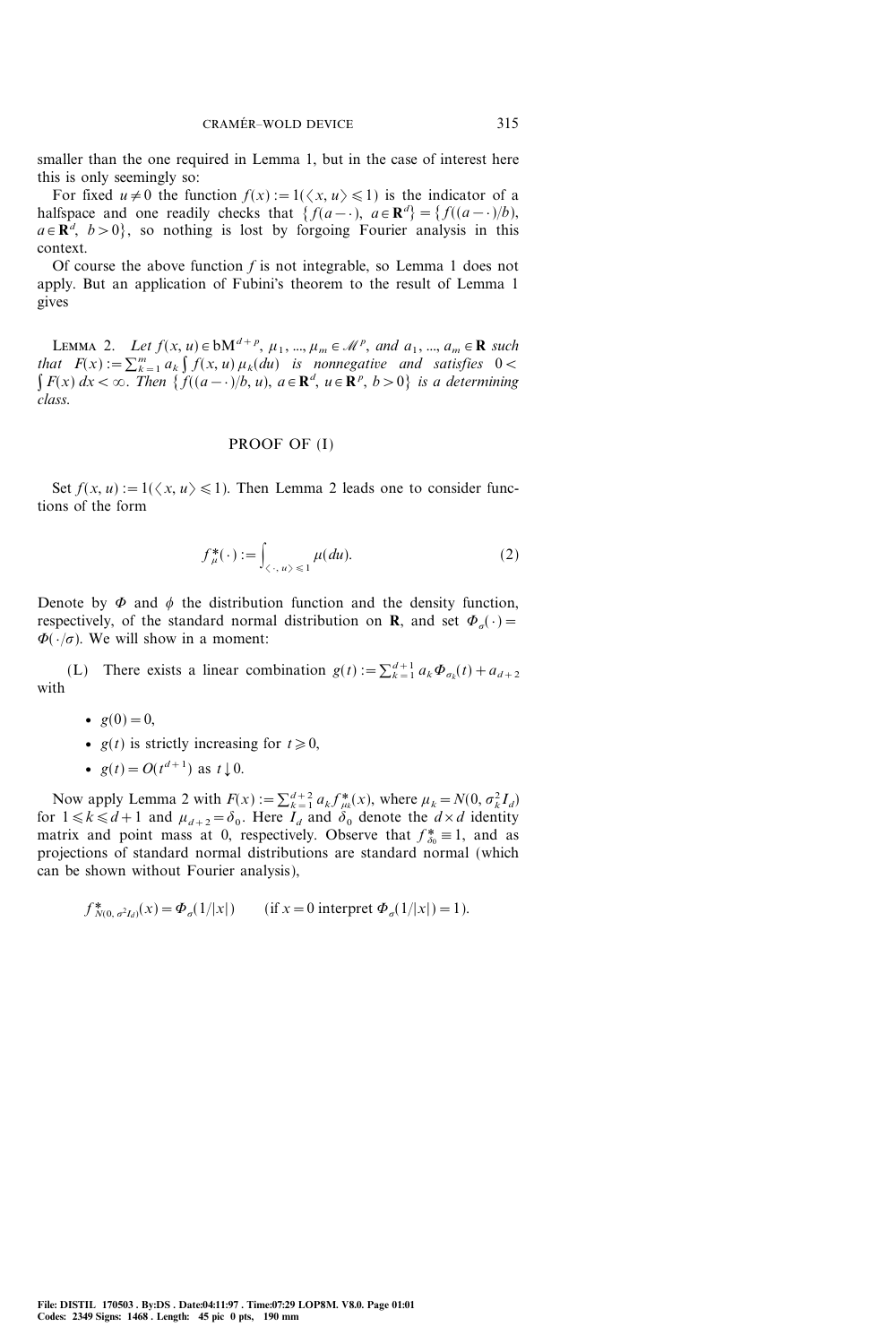smaller than the one required in Lemma 1, but in the case of interest here this is only seemingly so:

For fixed $u \neq 0$ the function $f(x) := 1(\langle x, u \rangle \leqslant 1)$ is the indicator of a halfspace and one readily checks that $\{f(a - \cdot),\ a \in \mathbf{R}^d\} = \{f((a - \cdot)/b),\ a \in \mathbf{R}^d,\ b > 0\}$, so nothing is lost by forgoing Fourier analysis in this context.

Of course the above function $f$ is not integrable, so Lemma 1 does not apply. But an application of Fubini's theorem to the result of Lemma 1 gives

LEMMA 2. *Let* $f(x, u) \in \mathrm{bM}^{d+p}$, $\mu_1, ..., \mu_m \in \mathscr{M}^p$, *and* $a_1, ..., a_m \in \mathbf{R}$ *such that* $F(x) := \sum_{k=1}^{m} a_k \int f(x, u)\, \mu_k(du)$ *is nonnegative and satisfies* $0 < \int F(x)\, dx < \infty$. *Then* $\{f((a - \cdot)/b, u),\ a \in \mathbf{R}^d,\ u \in \mathbf{R}^p,\ b > 0\}$ *is a determining class.*

## PROOF OF (I)

Set $f(x, u) := 1(\langle x, u \rangle \leqslant 1)$. Then Lemma 2 leads one to consider functions of the form

$$f^*_\mu(\cdot) := \int_{\langle \cdot,\, u \rangle \leqslant 1} \mu(du). \tag{2}$$

Denote by $\Phi$ and $\phi$ the distribution function and the density function, respectively, of the standard normal distribution on $\mathbf{R}$, and set $\Phi_\sigma(\cdot) = \Phi(\cdot/\sigma)$. We will show in a moment:

(L) There exists a linear combination $g(t) := \sum_{k=1}^{d+1} a_k \Phi_{\sigma_k}(t) + a_{d+2}$ with

- $g(0) = 0$,
- $g(t)$ is strictly increasing for $t \geqslant 0$,
- $g(t) = O(t^{d+1})$ as $t \downarrow 0$.

Now apply Lemma 2 with $F(x) := \sum_{k=1}^{d+2} a_k f^*_{\mu_k}(x)$, where $\mu_k = N(0, \sigma_k^2 I_d)$ for $1 \leqslant k \leqslant d+1$ and $\mu_{d+2} = \delta_0$. Here $I_d$ and $\delta_0$ denote the $d \times d$ identity matrix and point mass at 0, respectively. Observe that $f^*_{\delta_0} \equiv 1$, and as projections of standard normal distributions are standard normal (which can be shown without Fourier analysis),

$$f^*_{N(0,\, \sigma^2 I_d)}(x) = \Phi_\sigma(1/|x|) \qquad (\text{if } x = 0 \text{ interpret } \Phi_\sigma(1/|x|) = 1).$$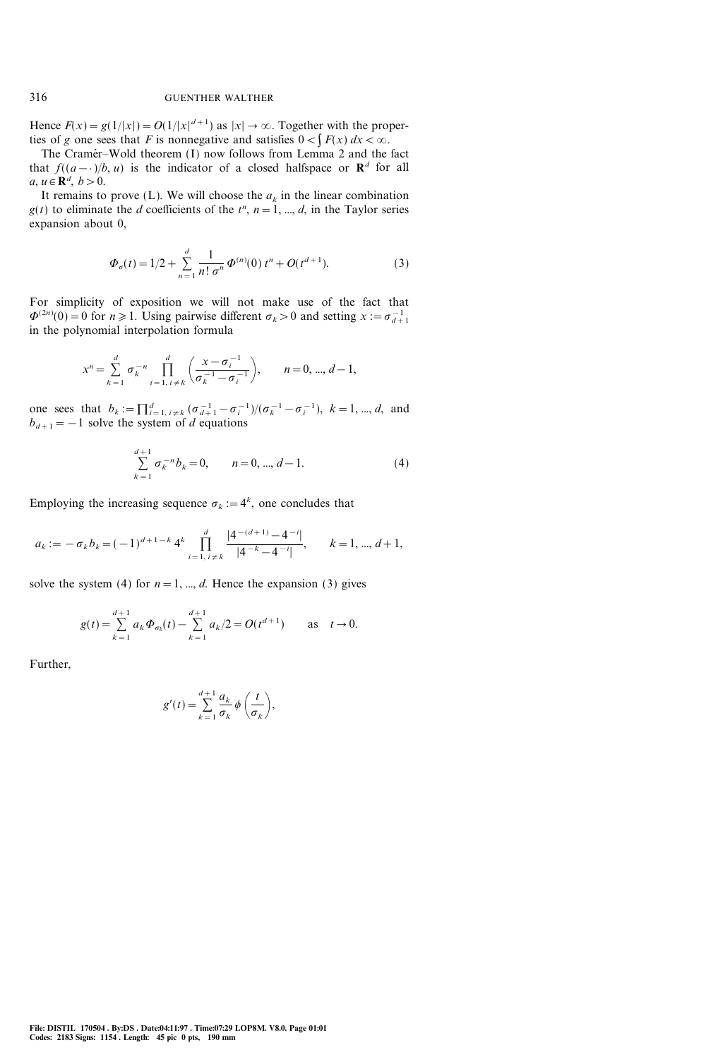Hence $F(x) = g(1/|x|) = O(1/|x|^{d+1})$ as $|x| \to \infty$. Together with the properties of $g$ one sees that $F$ is nonnegative and satisfies $0 < \int F(x)\,dx < \infty$.

The Cramér–Wold theorem (I) now follows from Lemma 2 and the fact that $f((a-\cdot)/b, u)$ is the indicator of a closed halfspace or $\mathbf{R}^d$ for all $a, u \in \mathbf{R}^d$, $b > 0$.

It remains to prove (L). We will choose the $a_k$ in the linear combination $g(t)$ to eliminate the $d$ coefficients of the $t^n$, $n = 1, ..., d$, in the Taylor series expansion about 0,

$$\Phi_\sigma(t) = 1/2 + \sum_{n=1}^{d} \frac{1}{n!\,\sigma^n} \Phi^{(n)}(0)\, t^n + O(t^{d+1}). \tag{3}$$

For simplicity of exposition we will not make use of the fact that $\Phi^{(2n)}(0) = 0$ for $n \geqslant 1$. Using pairwise different $\sigma_k > 0$ and setting $x := \sigma_{d+1}^{-1}$ in the polynomial interpolation formula

$$x^n = \sum_{k=1}^{d} \sigma_k^{-n} \prod_{i=1,\, i \neq k}^{d} \left( \frac{x - \sigma_i^{-1}}{\sigma_k^{-1} - \sigma_i^{-1}} \right), \qquad n = 0, ..., d-1,$$

one sees that $b_k := \prod_{i=1,\, i\neq k}^{d} (\sigma_{d+1}^{-1} - \sigma_i^{-1})/(\sigma_k^{-1} - \sigma_i^{-1})$, $k = 1, ..., d$, and $b_{d+1} = -1$ solve the system of $d$ equations

$$\sum_{k=1}^{d+1} \sigma_k^{-n} b_k = 0, \qquad n = 0, ..., d-1. \tag{4}$$

Employing the increasing sequence $\sigma_k := 4^k$, one concludes that

$$a_k := -\sigma_k b_k = (-1)^{d+1-k}\, 4^k \prod_{i=1,\, i \neq k}^{d} \frac{|4^{-(d+1)} - 4^{-i}|}{|4^{-k} - 4^{-i}|}, \qquad k = 1, ..., d+1,$$

solve the system (4) for $n = 1, ..., d$. Hence the expansion (3) gives

$$g(t) = \sum_{k=1}^{d+1} a_k \Phi_{\sigma_k}(t) - \sum_{k=1}^{d+1} a_k/2 = O(t^{d+1}) \qquad \text{as} \quad t \to 0.$$

Further,

$$g'(t) = \sum_{k=1}^{d+1} \frac{a_k}{\sigma_k} \phi\left(\frac{t}{\sigma_k}\right),$$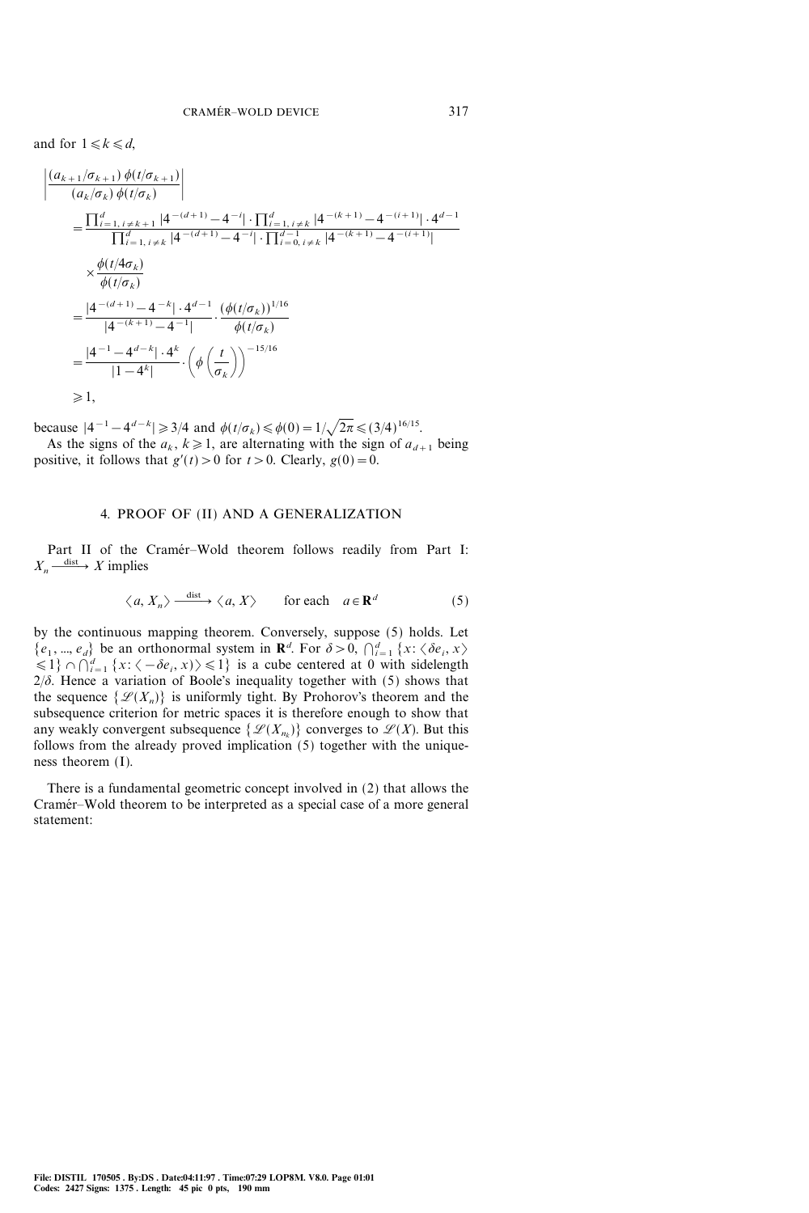and for $1 \leqslant k \leqslant d$,

$$
\begin{aligned}
\left| \frac{(a_{k+1}/\sigma_{k+1})\, \phi(t/\sigma_{k+1})}{(a_k/\sigma_k)\, \phi(t/\sigma_k)} \right|
&= \frac{\prod_{i=1,\, i\neq k+1}^{d} |4^{-(d+1)} - 4^{-i}| \cdot \prod_{i=1,\, i \neq k}^{d} |4^{-(k+1)} - 4^{-(i+1)}| \cdot 4^{d-1}}{\prod_{i=1,\, i\neq k}^{d} |4^{-(d+1)} - 4^{-i}| \cdot \prod_{i=0,\, i\neq k}^{d-1} |4^{-(k+1)} - 4^{-(i+1)}|} \\
&\quad \times \frac{\phi(t/4\sigma_k)}{\phi(t/\sigma_k)} \\
&= \frac{|4^{-(d+1)} - 4^{-k}| \cdot 4^{d-1}}{|4^{-(k+1)} - 4^{-1}|} \cdot \frac{(\phi(t/\sigma_k))^{1/16}}{\phi(t/\sigma_k)} \\
&= \frac{|4^{-1} - 4^{d-k}| \cdot 4^{k}}{|1-4^{k}|} \cdot \left( \phi\left(\frac{t}{\sigma_k}\right)\right)^{-15/16} \\
&\geqslant 1,
\end{aligned}
$$

because $|4^{-1} - 4^{d-k}| \geqslant 3/4$ and $\phi(t/\sigma_k) \leqslant \phi(0) = 1/\sqrt{2\pi} \leqslant (3/4)^{16/15}$.

As the signs of the $a_k$, $k \geqslant 1$, are alternating with the sign of $a_{d+1}$ being positive, it follows that $g'(t) > 0$ for $t > 0$. Clearly, $g(0) = 0$.

## 4. PROOF OF (II) AND A GENERALIZATION

Part II of the Cramér–Wold theorem follows readily from Part I: $X_n \xrightarrow{\text{dist}} X$ implies

$$
\langle a, X_n \rangle \xrightarrow{\text{dist}} \langle a, X \rangle \qquad \text{for each} \quad a \in \mathbf{R}^d \tag{5}
$$

by the continuous mapping theorem. Conversely, suppose (5) holds. Let $\{e_1, ..., e_d\}$ be an orthonormal system in $\mathbf{R}^d$. For $\delta > 0$, $\bigcap_{i=1}^{d} \{x : \langle \delta e_i, x \rangle \leqslant 1\} \cap \bigcap_{i=1}^{d} \{x : \langle -\delta e_i, x \rangle \leqslant 1\}$ is a cube centered at 0 with sidelength $2/\delta$. Hence a variation of Boole's inequality together with (5) shows that the sequence $\{\mathscr{L}(X_n)\}$ is uniformly tight. By Prohorov's theorem and the subsequence criterion for metric spaces it is therefore enough to show that any weakly convergent subsequence $\{\mathscr{L}(X_{n_k})\}$ converges to $\mathscr{L}(X)$. But this follows from the already proved implication (5) together with the uniqueness theorem (I).

There is a fundamental geometric concept involved in (2) that allows the Cramér–Wold theorem to be interpreted as a special case of a more general statement: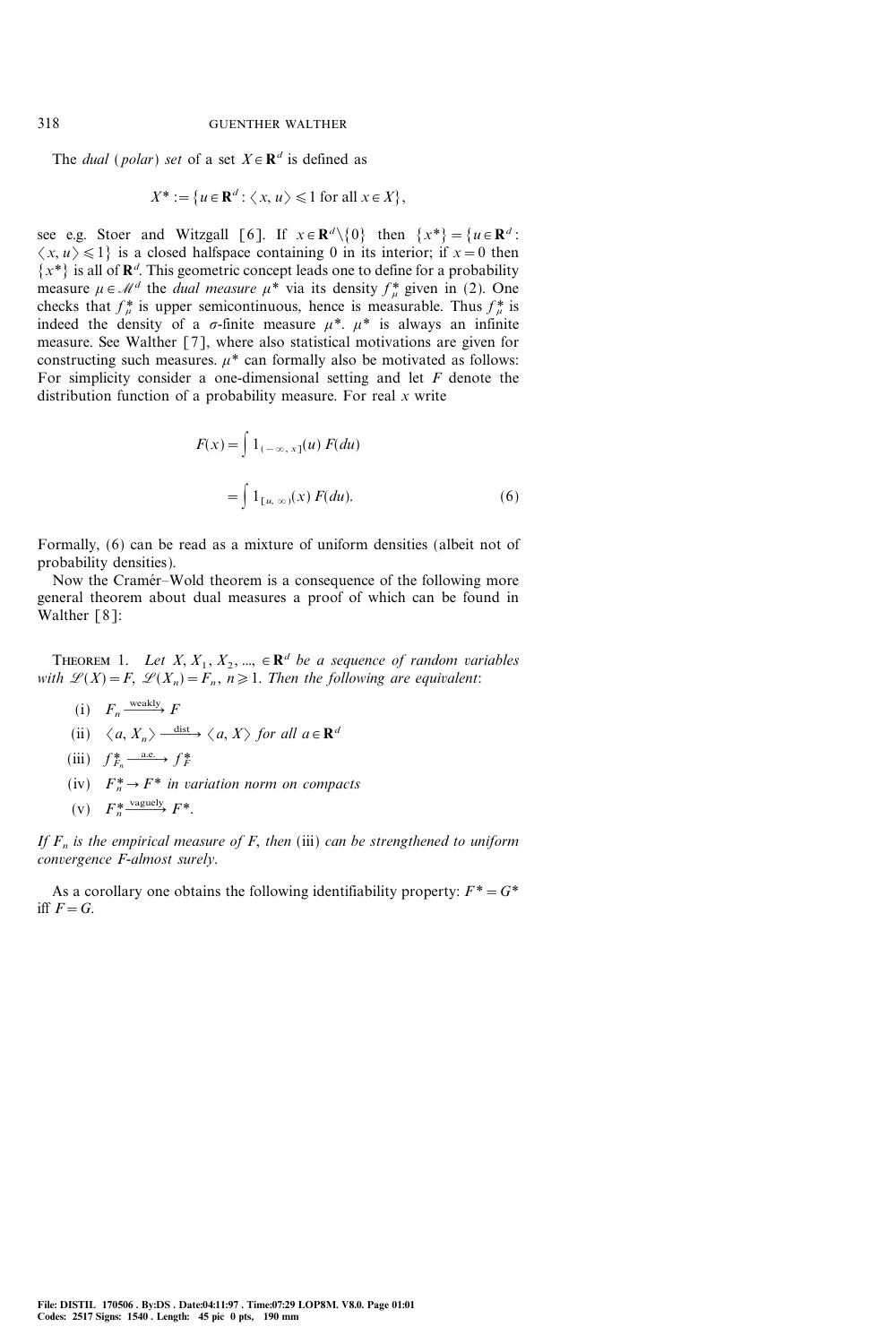The *dual* (*polar*) *set* of a set $X \in \mathbf{R}^d$ is defined as

$$X^* := \{u \in \mathbf{R}^d : \langle x, u \rangle \leqslant 1 \text{ for all } x \in X\},$$

see e.g. Stoer and Witzgall [6]. If $x \in \mathbf{R}^d \backslash \{0\}$ then $\{x^*\} = \{u \in \mathbf{R}^d : \langle x, u \rangle \leqslant 1\}$ is a closed halfspace containing 0 in its interior; if $x = 0$ then $\{x^*\}$ is all of $\mathbf{R}^d$. This geometric concept leads one to define for a probability measure $\mu \in \mathscr{M}^d$ the *dual measure* $\mu^*$ via its density $f^*_\mu$ given in (2). One checks that $f^*_\mu$ is upper semicontinuous, hence is measurable. Thus $f^*_\mu$ is indeed the density of a $\sigma$-finite measure $\mu^*$. $\mu^*$ is always an infinite measure. See Walther [7], where also statistical motivations are given for constructing such measures. $\mu^*$ can formally also be motivated as follows: For simplicity consider a one-dimensional setting and let $F$ denote the distribution function of a probability measure. For real $x$ write

$$\begin{aligned} F(x) &= \int 1_{(-\infty, x]}(u)\, F(du) \\ &= \int 1_{[u, \infty)}(x)\, F(du). \end{aligned} \tag{6}$$

Formally, (6) can be read as a mixture of uniform densities (albeit not of probability densities).

Now the Cramér–Wold theorem is a consequence of the following more general theorem about dual measures a proof of which can be found in Walther [8]:

THEOREM 1. *Let $X, X_1, X_2, ..., \in \mathbf{R}^d$ be a sequence of random variables with $\mathscr{L}(X) = F$, $\mathscr{L}(X_n) = F_n$, $n \geqslant 1$. Then the following are equivalent*:

(i) $F_n \xrightarrow{\text{weakly}} F$

(ii) $\langle a, X_n \rangle \xrightarrow{\text{dist}} \langle a, X \rangle$ *for all* $a \in \mathbf{R}^d$

(iii) $f^*_{F_n} \xrightarrow{\text{a.e.}} f^*_F$

(iv) $F^*_n \to F^*$ *in variation norm on compacts*

(v) $F^*_n \xrightarrow{\text{vaguely}} F^*$.

*If $F_n$ is the empirical measure of $F$, then* (iii) *can be strengthened to uniform convergence $F$-almost surely*.

As a corollary one obtains the following identifiability property: $F^* = G^*$ iff $F = G$.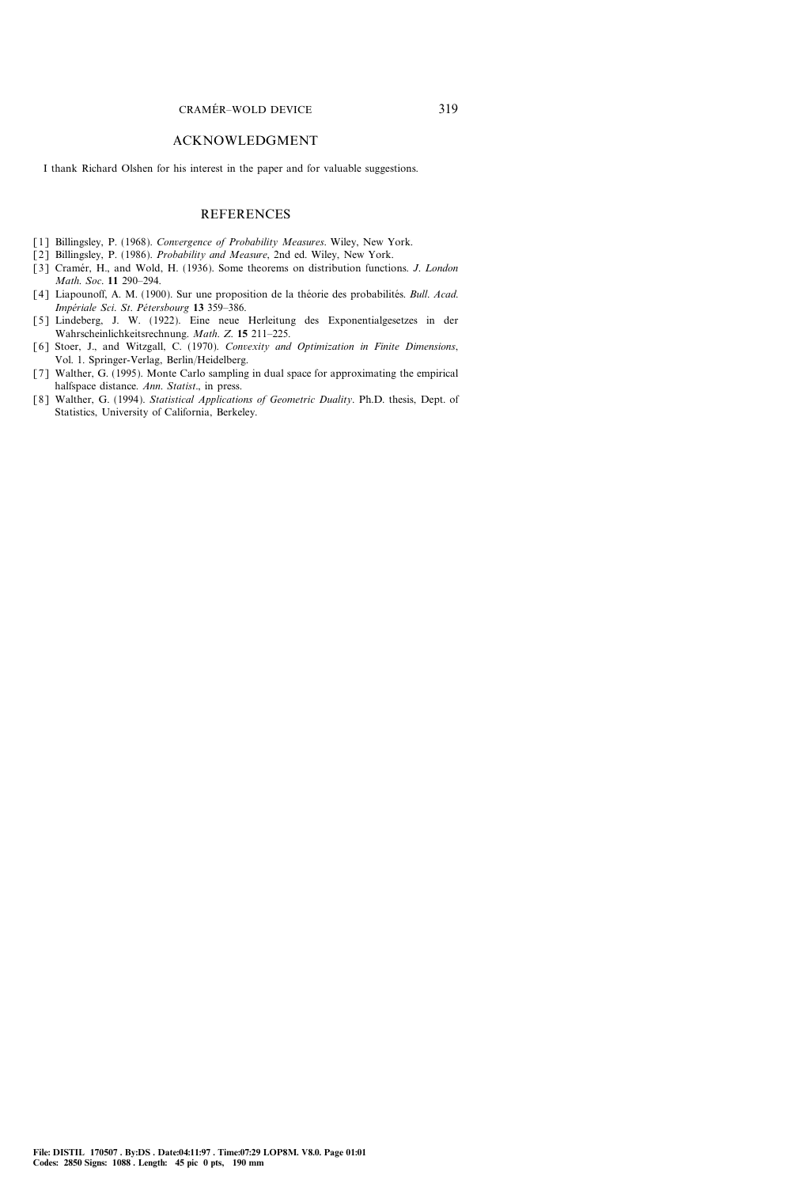## ACKNOWLEDGMENT

I thank Richard Olshen for his interest in the paper and for valuable suggestions.

## REFERENCES

[1] Billingsley, P. (1968). *Convergence of Probability Measures*. Wiley, New York.

[2] Billingsley, P. (1986). *Probability and Measure*, 2nd ed. Wiley, New York.

[3] Cramér, H., and Wold, H. (1936). Some theorems on distribution functions. *J. London Math. Soc.* **11** 290–294.

[4] Liapounoff, A. M. (1900). Sur une proposition de la théorie des probabilités. *Bull. Acad. Impériale Sci. St. Pétersbourg* **13** 359–386.

[5] Lindeberg, J. W. (1922). Eine neue Herleitung des Exponentialgesetzes in der Wahrscheinlichkeitsrechnung. *Math. Z.* **15** 211–225.

[6] Stoer, J., and Witzgall, C. (1970). *Convexity and Optimization in Finite Dimensions*, Vol. 1. Springer-Verlag, Berlin/Heidelberg.

[7] Walther, G. (1995). Monte Carlo sampling in dual space for approximating the empirical halfspace distance. *Ann. Statist.*, in press.

[8] Walther, G. (1994). *Statistical Applications of Geometric Duality*. Ph.D. thesis, Dept. of Statistics, University of California, Berkeley.